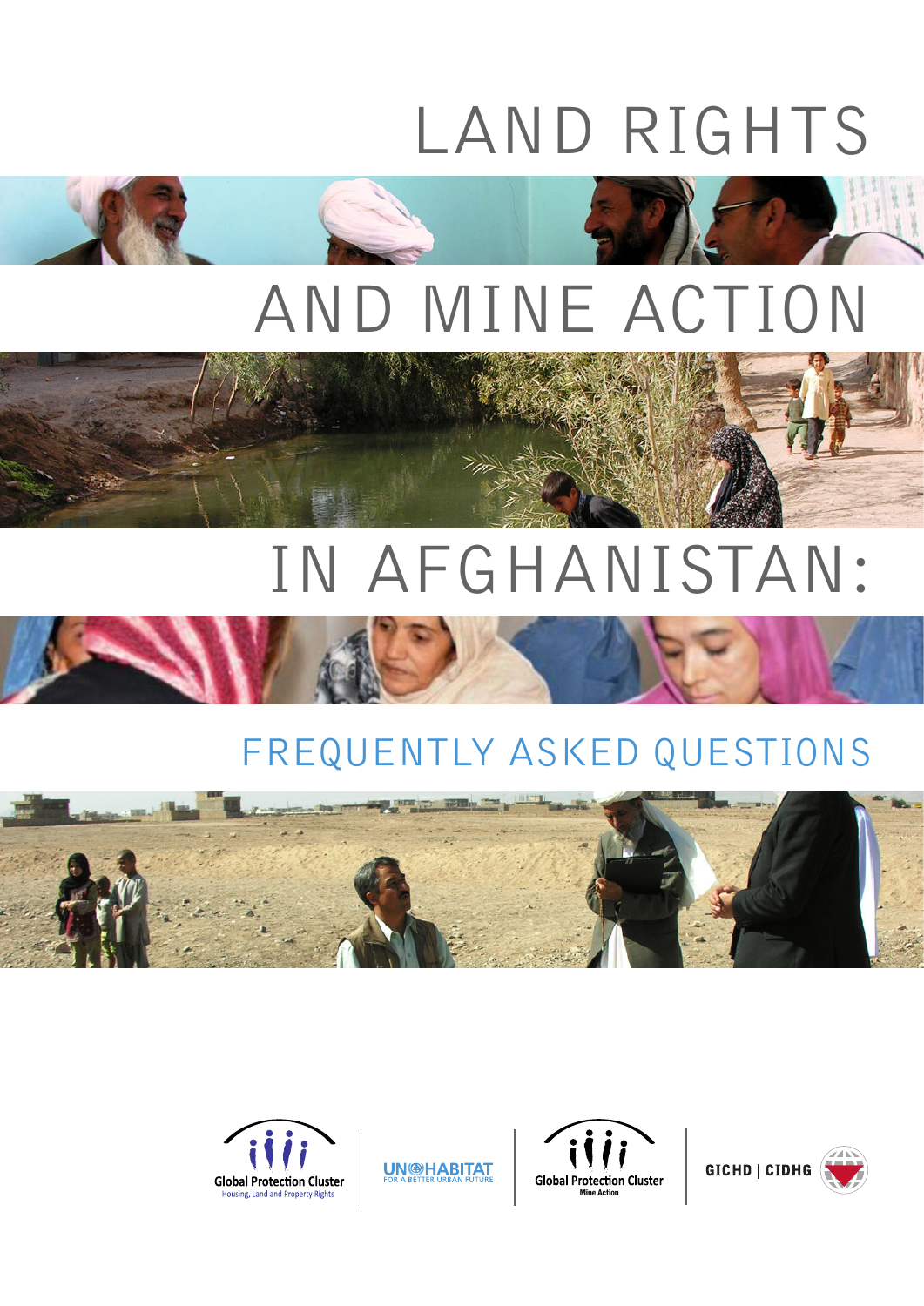# LAND RIGHTS AND MINE ACTION IN AFGHANISTAN:

## FREQUENTLY ASKED QUESTIONS

Global Protection Cluster
Housing, Land and Property Rights

UN-HABITAT
FOR A BETTER URBAN FUTURE

Global Protection Cluster
Mine Action

GICHD | CIDHG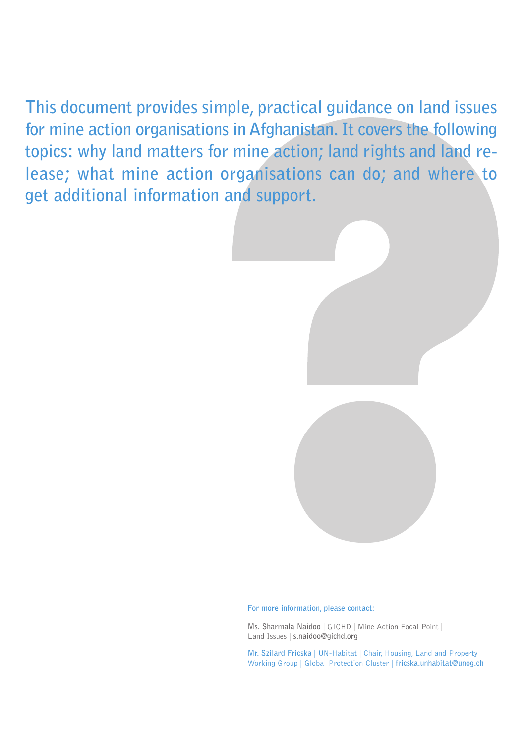**This document provides simple, practical guidance on land issues for mine action organisations in Afghanistan. It covers the following topics: why land matters for mine action; land rights and land release; what mine action organisations can do; and where to get additional information and support.**

**For more information, please contact:**

**Ms. Sharmala Naidoo** | GICHD | Mine Action Focal Point | Land Issues | **s.naidoo@gichd.org**

**Mr. Szilard Fricska** | UN-Habitat | Chair, Housing, Land and Property Working Group | Global Protection Cluster | **fricska.unhabitat@unog.ch**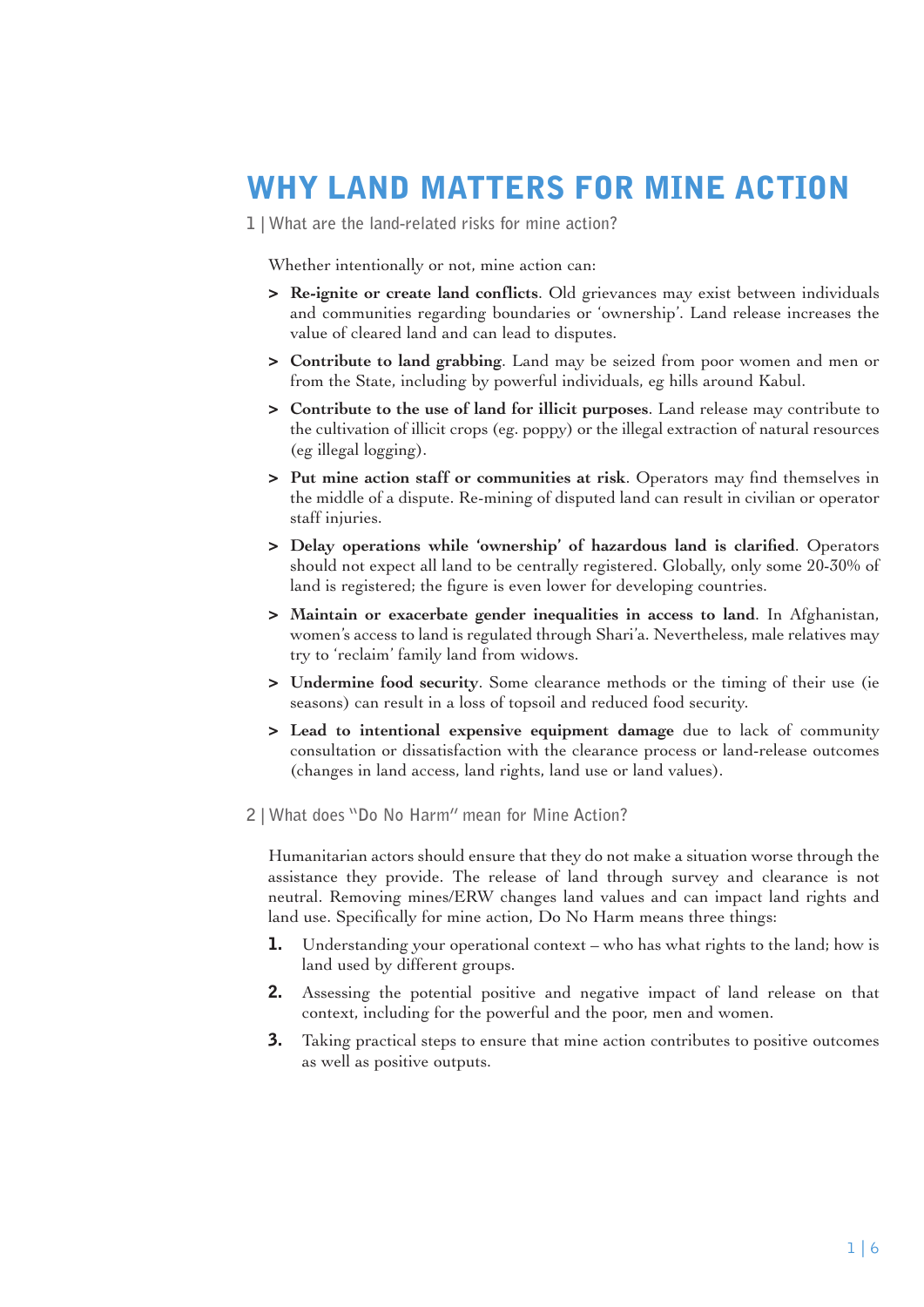# WHY LAND MATTERS FOR MINE ACTION

## 1 | What are the land-related risks for mine action?

Whether intentionally or not, mine action can:

- **Re-ignite or create land conflicts**. Old grievances may exist between individuals and communities regarding boundaries or 'ownership'. Land release increases the value of cleared land and can lead to disputes.
- **Contribute to land grabbing**. Land may be seized from poor women and men or from the State, including by powerful individuals, eg hills around Kabul.
- **Contribute to the use of land for illicit purposes**. Land release may contribute to the cultivation of illicit crops (eg. poppy) or the illegal extraction of natural resources (eg illegal logging).
- **Put mine action staff or communities at risk**. Operators may find themselves in the middle of a dispute. Re-mining of disputed land can result in civilian or operator staff injuries.
- **Delay operations while 'ownership' of hazardous land is clarified**. Operators should not expect all land to be centrally registered. Globally, only some 20-30% of land is registered; the figure is even lower for developing countries.
- **Maintain or exacerbate gender inequalities in access to land**. In Afghanistan, women's access to land is regulated through Shari'a. Nevertheless, male relatives may try to 'reclaim' family land from widows.
- **Undermine food security**. Some clearance methods or the timing of their use (ie seasons) can result in a loss of topsoil and reduced food security.
- **Lead to intentional expensive equipment damage** due to lack of community consultation or dissatisfaction with the clearance process or land-release outcomes (changes in land access, land rights, land use or land values).

## 2 | What does "Do No Harm" mean for Mine Action?

Humanitarian actors should ensure that they do not make a situation worse through the assistance they provide. The release of land through survey and clearance is not neutral. Removing mines/ERW changes land values and can impact land rights and land use. Specifically for mine action, Do No Harm means three things:

1. Understanding your operational context – who has what rights to the land; how is land used by different groups.
2. Assessing the potential positive and negative impact of land release on that context, including for the powerful and the poor, men and women.
3. Taking practical steps to ensure that mine action contributes to positive outcomes as well as positive outputs.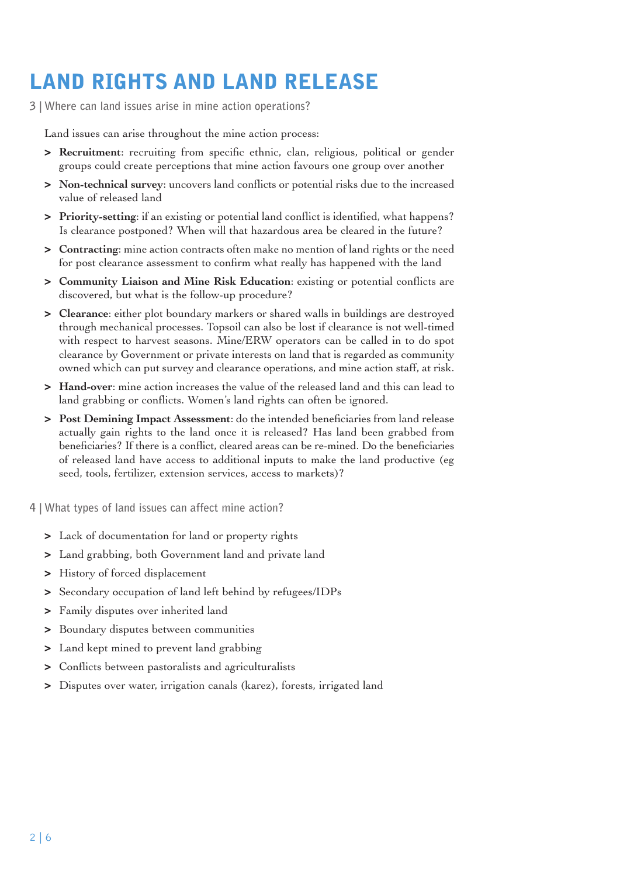# LAND RIGHTS AND LAND RELEASE

## 3 | Where can land issues arise in mine action operations?

Land issues can arise throughout the mine action process:

- **Recruitment**: recruiting from specific ethnic, clan, religious, political or gender groups could create perceptions that mine action favours one group over another
- **Non-technical survey**: uncovers land conflicts or potential risks due to the increased value of released land
- **Priority-setting**: if an existing or potential land conflict is identified, what happens? Is clearance postponed? When will that hazardous area be cleared in the future?
- **Contracting**: mine action contracts often make no mention of land rights or the need for post clearance assessment to confirm what really has happened with the land
- **Community Liaison and Mine Risk Education**: existing or potential conflicts are discovered, but what is the follow-up procedure?
- **Clearance**: either plot boundary markers or shared walls in buildings are destroyed through mechanical processes. Topsoil can also be lost if clearance is not well-timed with respect to harvest seasons. Mine/ERW operators can be called in to do spot clearance by Government or private interests on land that is regarded as community owned which can put survey and clearance operations, and mine action staff, at risk.
- **Hand-over**: mine action increases the value of the released land and this can lead to land grabbing or conflicts. Women's land rights can often be ignored.
- **Post Demining Impact Assessment**: do the intended beneficiaries from land release actually gain rights to the land once it is released? Has land been grabbed from beneficiaries? If there is a conflict, cleared areas can be re-mined. Do the beneficiaries of released land have access to additional inputs to make the land productive (eg seed, tools, fertilizer, extension services, access to markets)?

## 4 | What types of land issues can affect mine action?

- Lack of documentation for land or property rights
- Land grabbing, both Government land and private land
- History of forced displacement
- Secondary occupation of land left behind by refugees/IDPs
- Family disputes over inherited land
- Boundary disputes between communities
- Land kept mined to prevent land grabbing
- Conflicts between pastoralists and agriculturalists
- Disputes over water, irrigation canals (karez), forests, irrigated land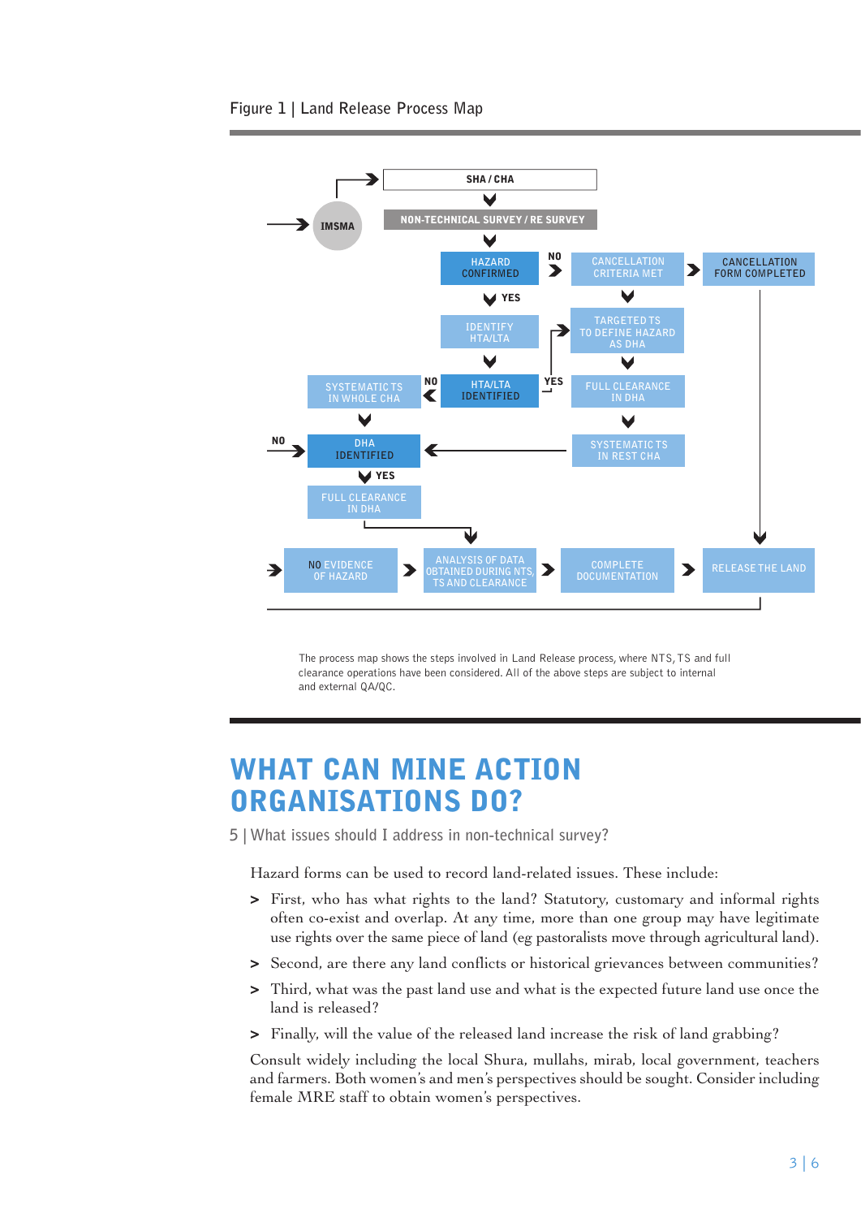Figure 1 | Land Release Process Map

SHA / CHA

IMSMA

NON-TECHNICAL SURVEY / RE SURVEY

HAZARD CONFIRMED

NO

CANCELLATION CRITERIA MET

CANCELLATION FORM COMPLETED

YES

IDENTIFY HTA/LTA

TARGETED TS TO DEFINE HAZARD AS DHA

SYSTEMATIC TS IN WHOLE CHA

NO

HTA/LTA IDENTIFIED

YES

FULL CLEARANCE IN DHA

NO

DHA IDENTIFIED

SYSTEMATIC TS IN REST CHA

YES

FULL CLEARANCE IN DHA

NO EVIDENCE OF HAZARD

ANALYSIS OF DATA OBTAINED DURING NTS, TS AND CLEARANCE

COMPLETE DOCUMENTATION

RELEASE THE LAND

The process map shows the steps involved in Land Release process, where NTS, TS and full clearance operations have been considered. All of the above steps are subject to internal and external QA/QC.

# WHAT CAN MINE ACTION ORGANISATIONS DO?

## 5 | What issues should I address in non-technical survey?

Hazard forms can be used to record land-related issues. These include:

- First, who has what rights to the land? Statutory, customary and informal rights often co-exist and overlap. At any time, more than one group may have legitimate use rights over the same piece of land (eg pastoralists move through agricultural land).
- Second, are there any land conflicts or historical grievances between communities?
- Third, what was the past land use and what is the expected future land use once the land is released?
- Finally, will the value of the released land increase the risk of land grabbing?

Consult widely including the local Shura, mullahs, mirab, local government, teachers and farmers. Both women's and men's perspectives should be sought. Consider including female MRE staff to obtain women's perspectives.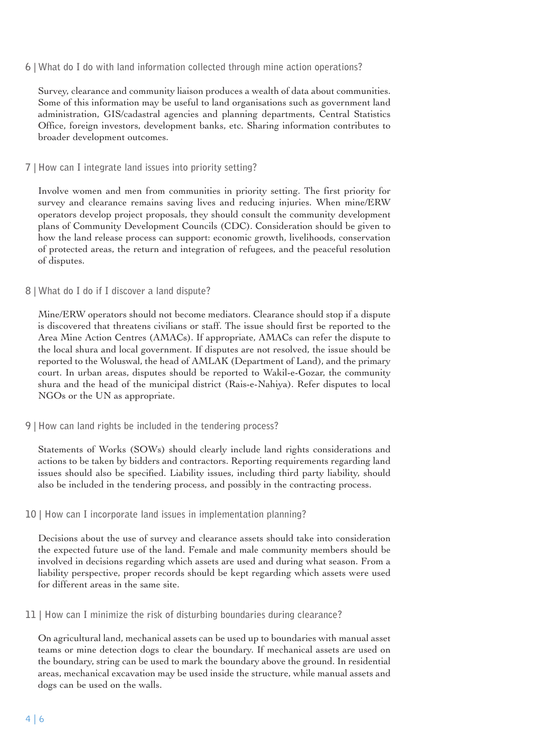### 6 | What do I do with land information collected through mine action operations?

Survey, clearance and community liaison produces a wealth of data about communities. Some of this information may be useful to land organisations such as government land administration, GIS/cadastral agencies and planning departments, Central Statistics Office, foreign investors, development banks, etc. Sharing information contributes to broader development outcomes.

### 7 | How can I integrate land issues into priority setting?

Involve women and men from communities in priority setting. The first priority for survey and clearance remains saving lives and reducing injuries. When mine/ERW operators develop project proposals, they should consult the community development plans of Community Development Councils (CDC). Consideration should be given to how the land release process can support: economic growth, livelihoods, conservation of protected areas, the return and integration of refugees, and the peaceful resolution of disputes.

### 8 | What do I do if I discover a land dispute?

Mine/ERW operators should not become mediators. Clearance should stop if a dispute is discovered that threatens civilians or staff. The issue should first be reported to the Area Mine Action Centres (AMACs). If appropriate, AMACs can refer the dispute to the local shura and local government. If disputes are not resolved, the issue should be reported to the Woluswal, the head of AMLAK (Department of Land), and the primary court. In urban areas, disputes should be reported to Wakil-e-Gozar, the community shura and the head of the municipal district (Rais-e-Nahiya). Refer disputes to local NGOs or the UN as appropriate.

### 9 | How can land rights be included in the tendering process?

Statements of Works (SOWs) should clearly include land rights considerations and actions to be taken by bidders and contractors. Reporting requirements regarding land issues should also be specified. Liability issues, including third party liability, should also be included in the tendering process, and possibly in the contracting process.

### 10 | How can I incorporate land issues in implementation planning?

Decisions about the use of survey and clearance assets should take into consideration the expected future use of the land. Female and male community members should be involved in decisions regarding which assets are used and during what season. From a liability perspective, proper records should be kept regarding which assets were used for different areas in the same site.

### 11 | How can I minimize the risk of disturbing boundaries during clearance?

On agricultural land, mechanical assets can be used up to boundaries with manual asset teams or mine detection dogs to clear the boundary. If mechanical assets are used on the boundary, string can be used to mark the boundary above the ground. In residential areas, mechanical excavation may be used inside the structure, while manual assets and dogs can be used on the walls.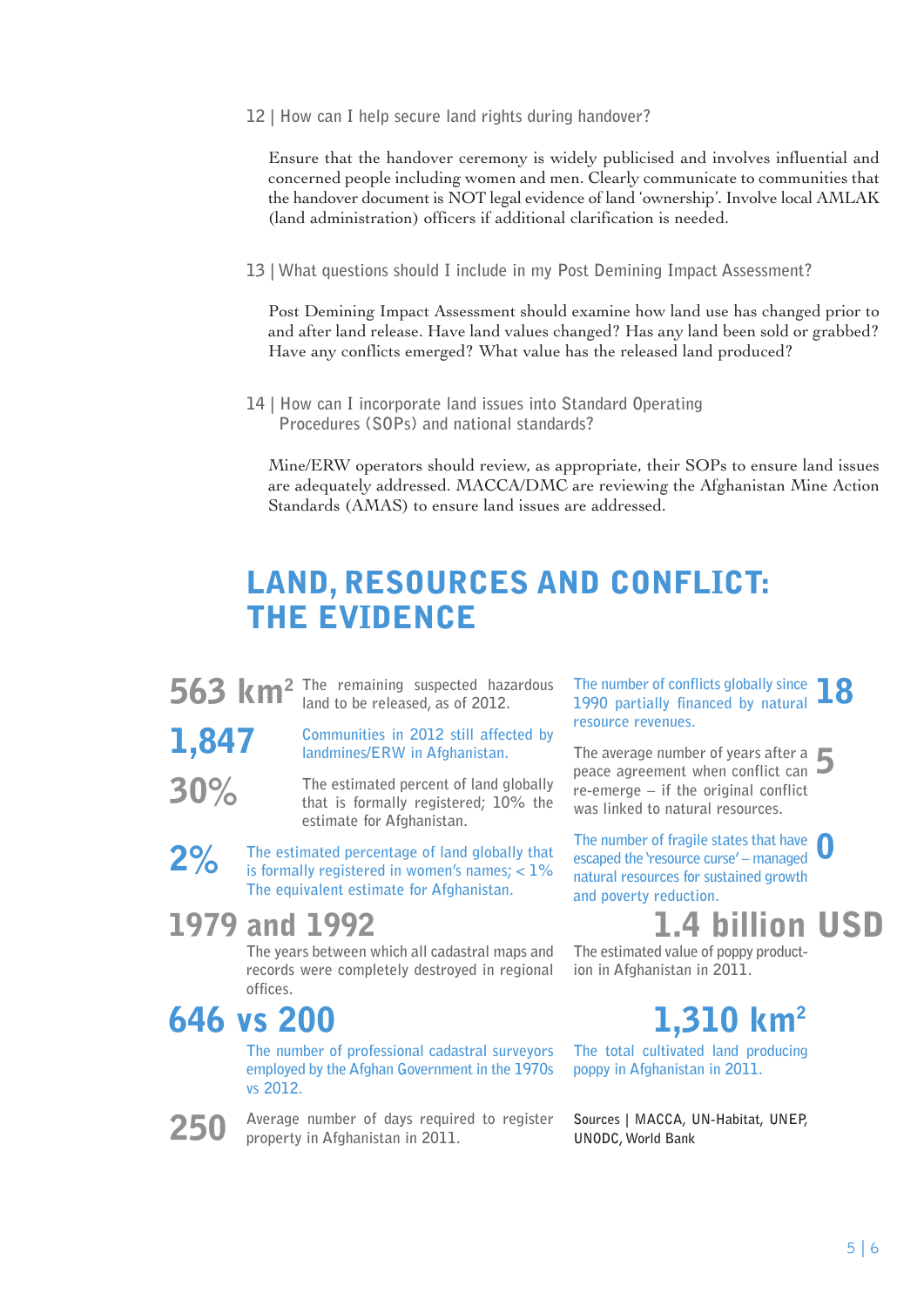12 | How can I help secure land rights during handover?

Ensure that the handover ceremony is widely publicised and involves influential and concerned people including women and men. Clearly communicate to communities that the handover document is NOT legal evidence of land 'ownership'. Involve local AMLAK (land administration) officers if additional clarification is needed.

13 | What questions should I include in my Post Demining Impact Assessment?

Post Demining Impact Assessment should examine how land use has changed prior to and after land release. Have land values changed? Has any land been sold or grabbed? Have any conflicts emerged? What value has the released land produced?

14 | How can I incorporate land issues into Standard Operating Procedures (SOPs) and national standards?

Mine/ERW operators should review, as appropriate, their SOPs to ensure land issues are adequately addressed. MACCA/DMC are reviewing the Afghanistan Mine Action Standards (AMAS) to ensure land issues are addressed.

# LAND, RESOURCES AND CONFLICT: THE EVIDENCE

**563 km²** The remaining suspected hazardous land to be released, as of 2012.

**1,847** Communities in 2012 still affected by landmines/ERW in Afghanistan.

**30%** The estimated percent of land globally that is formally registered; 10% the estimate for Afghanistan.

**2%** The estimated percentage of land globally that is formally registered in women's names; < 1% The equivalent estimate for Afghanistan.

**1979 and 1992** The years between which all cadastral maps and records were completely destroyed in regional offices.

**646 vs 200** The number of professional cadastral surveyors employed by the Afghan Government in the 1970s vs 2012.

**250** Average number of days required to register property in Afghanistan in 2011.

**18** The number of conflicts globally since 1990 partially financed by natural resource revenues.

**5** The average number of years after a peace agreement when conflict can re-emerge – if the original conflict was linked to natural resources.

**0** The number of fragile states that have escaped the 'resource curse' – managed natural resources for sustained growth and poverty reduction.

**1.4 billion USD** The estimated value of poppy production in Afghanistan in 2011.

**1,310 km²** The total cultivated land producing poppy in Afghanistan in 2011.

Sources | MACCA, UN-Habitat, UNEP, UNODC, World Bank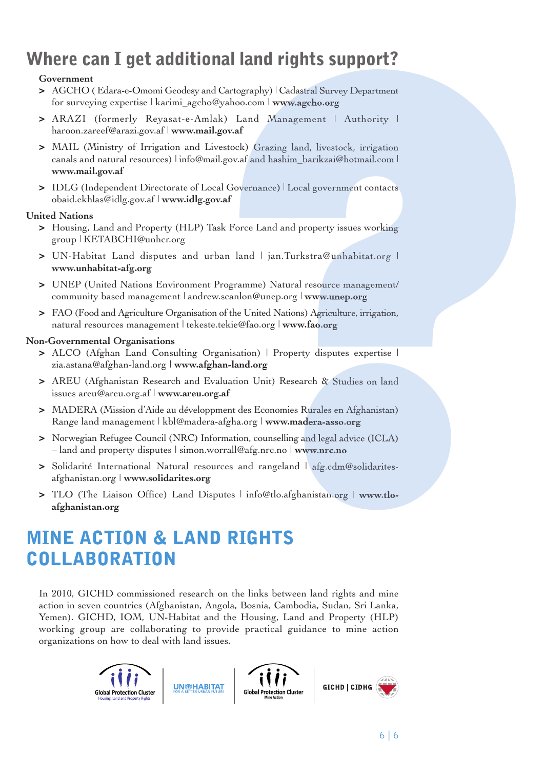# Where can I get additional land rights support?

**Government**

- AGCHO ( Edara-e-Omomi Geodesy and Cartography) | Cadastral Survey Department for surveying expertise | karimi_agcho@yahoo.com | **www.agcho.org**
- ARAZI (formerly Reyasat-e-Amlak) Land Management | Authority | haroon.zareef@arazi.gov.af | **www.mail.gov.af**
- MAIL (Ministry of Irrigation and Livestock) Grazing land, livestock, irrigation canals and natural resources) | info@mail.gov.af and hashim_barikzai@hotmail.com | **www.mail.gov.af**
- IDLG (Independent Directorate of Local Governance) | Local government contacts obaid.ekhlas@idlg.gov.af | **www.idlg.gov.af**

**United Nations**

- Housing, Land and Property (HLP) Task Force Land and property issues working group | KETABCHI@unhcr.org
- UN-Habitat Land disputes and urban land | jan.Turkstra@unhabitat.org | **www.unhabitat-afg.org**
- UNEP (United Nations Environment Programme) Natural resource management/ community based management | andrew.scanlon@unep.org | **www.unep.org**
- FAO (Food and Agriculture Organisation of the United Nations) Agriculture, irrigation, natural resources management | tekeste.tekie@fao.org | **www.fao.org**

**Non-Governmental Organisations**

- ALCO (Afghan Land Consulting Organisation) | Property disputes expertise | zia.astana@afghan-land.org | **www.afghan-land.org**
- AREU (Afghanistan Research and Evaluation Unit) Research & Studies on land issues areu@areu.org.af | **www.areu.org.af**
- MADERA (Mission d'Aide au développment des Economies Rurales en Afghanistan) Range land management | kbl@madera-afgha.org | **www.madera-asso.org**
- Norwegian Refugee Council (NRC) Information, counselling and legal advice (ICLA) – land and property disputes | simon.worrall@afg.nrc.no | **www.nrc.no**
- Solidarité International Natural resources and rangeland | afg.cdm@solidarites-afghanistan.org | **www.solidarites.org**
- TLO (The Liaison Office) Land Disputes | info@tlo.afghanistan.org | **www.tlo-afghanistan.org**

# MINE ACTION & LAND RIGHTS COLLABORATION

In 2010, GICHD commissioned research on the links between land rights and mine action in seven countries (Afghanistan, Angola, Bosnia, Cambodia, Sudan, Sri Lanka, Yemen). GICHD, IOM, UN-Habitat and the Housing, Land and Property (HLP) working group are collaborating to provide practical guidance to mine action organizations on how to deal with land issues.

Global Protection Cluster Housing, Land and Property Rights | UN-HABITAT FOR A BETTER URBAN FUTURE | Global Protection Cluster Mine Action | GICHD | CIDHG